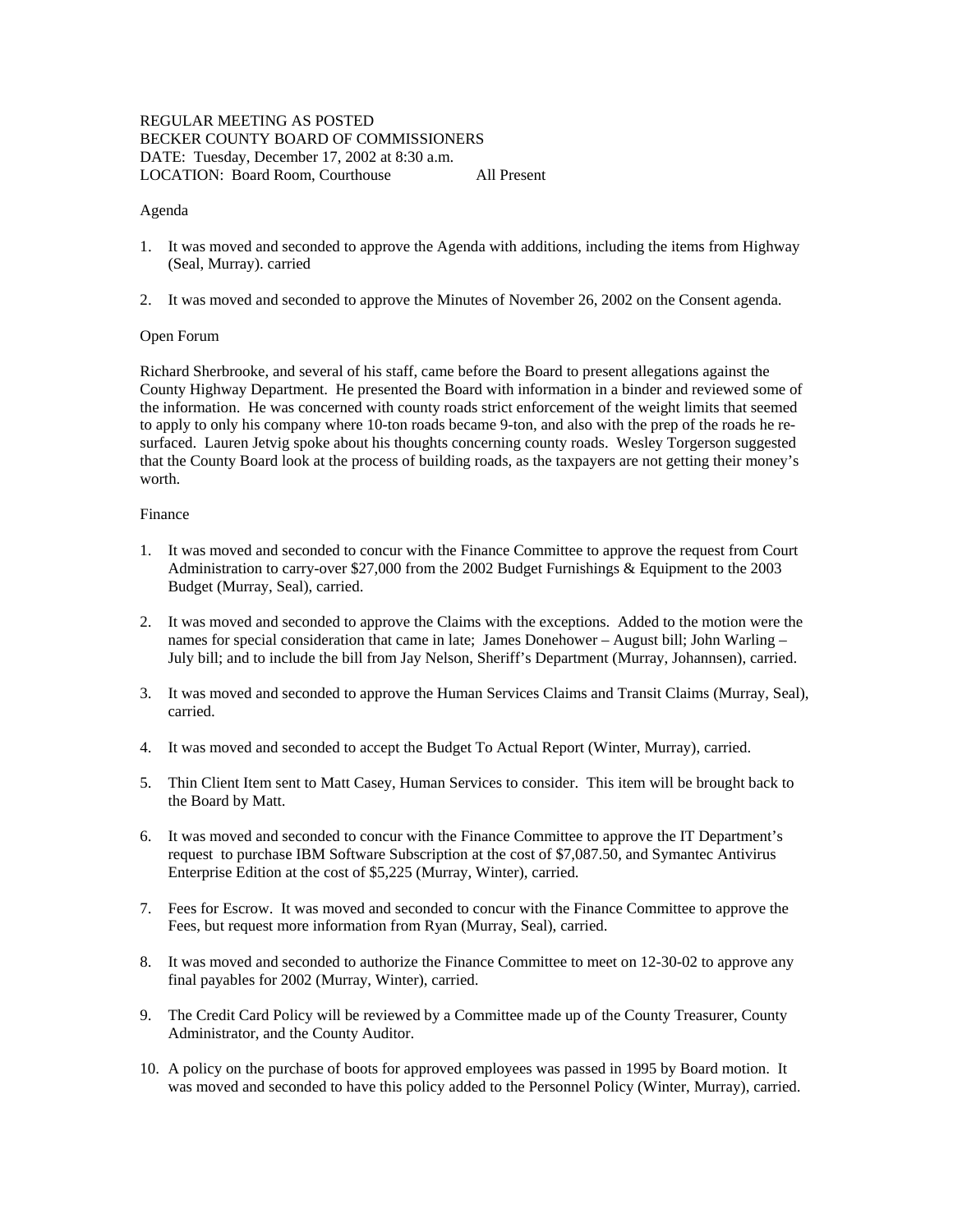REGULAR MEETING AS POSTED
BECKER COUNTY BOARD OF COMMISSIONERS
DATE: Tuesday, December 17, 2002 at 8:30 a.m.
LOCATION: Board Room, Courthouse All Present

Agenda

1. It was moved and seconded to approve the Agenda with additions, including the items from Highway (Seal, Murray). carried

2. It was moved and seconded to approve the Minutes of November 26, 2002 on the Consent agenda.

Open Forum

Richard Sherbrooke, and several of his staff, came before the Board to present allegations against the County Highway Department. He presented the Board with information in a binder and reviewed some of the information. He was concerned with county roads strict enforcement of the weight limits that seemed to apply to only his company where 10-ton roads became 9-ton, and also with the prep of the roads he re-surfaced. Lauren Jetvig spoke about his thoughts concerning county roads. Wesley Torgerson suggested that the County Board look at the process of building roads, as the taxpayers are not getting their money's worth.

Finance

1. It was moved and seconded to concur with the Finance Committee to approve the request from Court Administration to carry-over $27,000 from the 2002 Budget Furnishings & Equipment to the 2003 Budget (Murray, Seal), carried.

2. It was moved and seconded to approve the Claims with the exceptions. Added to the motion were the names for special consideration that came in late; James Donehower – August bill; John Warling – July bill; and to include the bill from Jay Nelson, Sheriff's Department (Murray, Johannsen), carried.

3. It was moved and seconded to approve the Human Services Claims and Transit Claims (Murray, Seal), carried.

4. It was moved and seconded to accept the Budget To Actual Report (Winter, Murray), carried.

5. Thin Client Item sent to Matt Casey, Human Services to consider. This item will be brought back to the Board by Matt.

6. It was moved and seconded to concur with the Finance Committee to approve the IT Department's request to purchase IBM Software Subscription at the cost of $7,087.50, and Symantec Antivirus Enterprise Edition at the cost of $5,225 (Murray, Winter), carried.

7. Fees for Escrow. It was moved and seconded to concur with the Finance Committee to approve the Fees, but request more information from Ryan (Murray, Seal), carried.

8. It was moved and seconded to authorize the Finance Committee to meet on 12-30-02 to approve any final payables for 2002 (Murray, Winter), carried.

9. The Credit Card Policy will be reviewed by a Committee made up of the County Treasurer, County Administrator, and the County Auditor.

10. A policy on the purchase of boots for approved employees was passed in 1995 by Board motion. It was moved and seconded to have this policy added to the Personnel Policy (Winter, Murray), carried.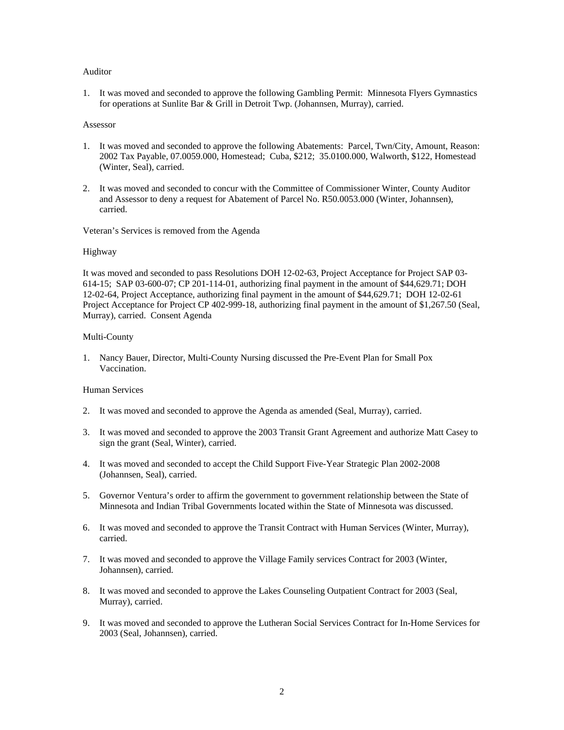Auditor

1. It was moved and seconded to approve the following Gambling Permit: Minnesota Flyers Gymnastics for operations at Sunlite Bar & Grill in Detroit Twp. (Johannsen, Murray), carried.

Assessor

1. It was moved and seconded to approve the following Abatements: Parcel, Twn/City, Amount, Reason: 2002 Tax Payable, 07.0059.000, Homestead; Cuba, $212; 35.0100.000, Walworth, $122, Homestead (Winter, Seal), carried.

2. It was moved and seconded to concur with the Committee of Commissioner Winter, County Auditor and Assessor to deny a request for Abatement of Parcel No. R50.0053.000 (Winter, Johannsen), carried.

Veteran's Services is removed from the Agenda

Highway

It was moved and seconded to pass Resolutions DOH 12-02-63, Project Acceptance for Project SAP 03-614-15; SAP 03-600-07; CP 201-114-01, authorizing final payment in the amount of $44,629.71; DOH 12-02-64, Project Acceptance, authorizing final payment in the amount of $44,629.71; DOH 12-02-61 Project Acceptance for Project CP 402-999-18, authorizing final payment in the amount of $1,267.50 (Seal, Murray), carried. Consent Agenda

Multi-County

1. Nancy Bauer, Director, Multi-County Nursing discussed the Pre-Event Plan for Small Pox Vaccination.

Human Services

2. It was moved and seconded to approve the Agenda as amended (Seal, Murray), carried.

3. It was moved and seconded to approve the 2003 Transit Grant Agreement and authorize Matt Casey to sign the grant (Seal, Winter), carried.

4. It was moved and seconded to accept the Child Support Five-Year Strategic Plan 2002-2008 (Johannsen, Seal), carried.

5. Governor Ventura's order to affirm the government to government relationship between the State of Minnesota and Indian Tribal Governments located within the State of Minnesota was discussed.

6. It was moved and seconded to approve the Transit Contract with Human Services (Winter, Murray), carried.

7. It was moved and seconded to approve the Village Family services Contract for 2003 (Winter, Johannsen), carried.

8. It was moved and seconded to approve the Lakes Counseling Outpatient Contract for 2003 (Seal, Murray), carried.

9. It was moved and seconded to approve the Lutheran Social Services Contract for In-Home Services for 2003 (Seal, Johannsen), carried.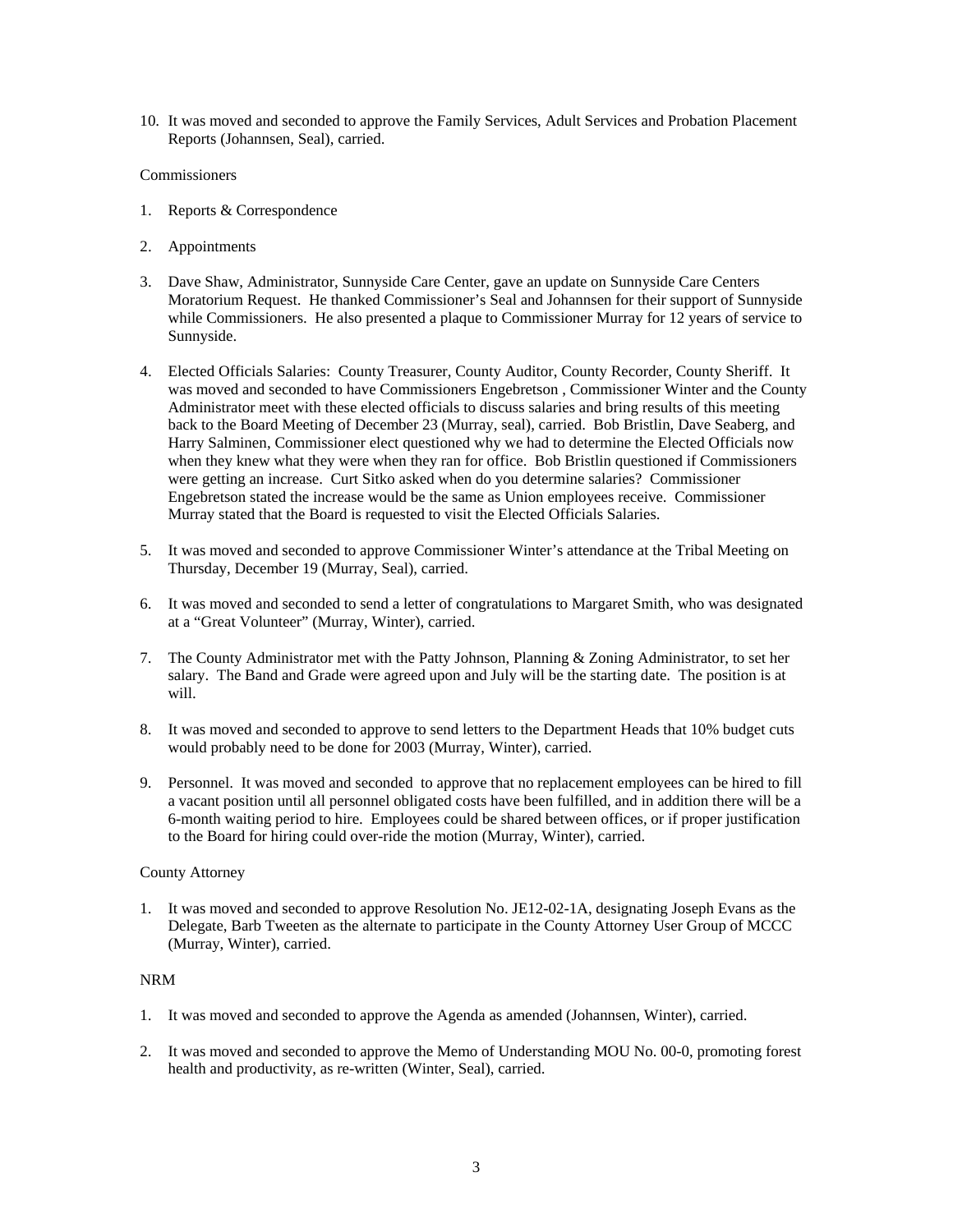10. It was moved and seconded to approve the Family Services, Adult Services and Probation Placement Reports (Johannsen, Seal), carried.

Commissioners

1. Reports & Correspondence

2. Appointments

3. Dave Shaw, Administrator, Sunnyside Care Center, gave an update on Sunnyside Care Centers Moratorium Request. He thanked Commissioner's Seal and Johannsen for their support of Sunnyside while Commissioners. He also presented a plaque to Commissioner Murray for 12 years of service to Sunnyside.

4. Elected Officials Salaries: County Treasurer, County Auditor, County Recorder, County Sheriff. It was moved and seconded to have Commissioners Engebretson , Commissioner Winter and the County Administrator meet with these elected officials to discuss salaries and bring results of this meeting back to the Board Meeting of December 23 (Murray, seal), carried. Bob Bristlin, Dave Seaberg, and Harry Salminen, Commissioner elect questioned why we had to determine the Elected Officials now when they knew what they were when they ran for office. Bob Bristlin questioned if Commissioners were getting an increase. Curt Sitko asked when do you determine salaries? Commissioner Engebretson stated the increase would be the same as Union employees receive. Commissioner Murray stated that the Board is requested to visit the Elected Officials Salaries.

5. It was moved and seconded to approve Commissioner Winter's attendance at the Tribal Meeting on Thursday, December 19 (Murray, Seal), carried.

6. It was moved and seconded to send a letter of congratulations to Margaret Smith, who was designated at a "Great Volunteer" (Murray, Winter), carried.

7. The County Administrator met with the Patty Johnson, Planning & Zoning Administrator, to set her salary. The Band and Grade were agreed upon and July will be the starting date. The position is at will.

8. It was moved and seconded to approve to send letters to the Department Heads that 10% budget cuts would probably need to be done for 2003 (Murray, Winter), carried.

9. Personnel. It was moved and seconded to approve that no replacement employees can be hired to fill a vacant position until all personnel obligated costs have been fulfilled, and in addition there will be a 6-month waiting period to hire. Employees could be shared between offices, or if proper justification to the Board for hiring could over-ride the motion (Murray, Winter), carried.

County Attorney

1. It was moved and seconded to approve Resolution No. JE12-02-1A, designating Joseph Evans as the Delegate, Barb Tweeten as the alternate to participate in the County Attorney User Group of MCCC (Murray, Winter), carried.

NRM

1. It was moved and seconded to approve the Agenda as amended (Johannsen, Winter), carried.

2. It was moved and seconded to approve the Memo of Understanding MOU No. 00-0, promoting forest health and productivity, as re-written (Winter, Seal), carried.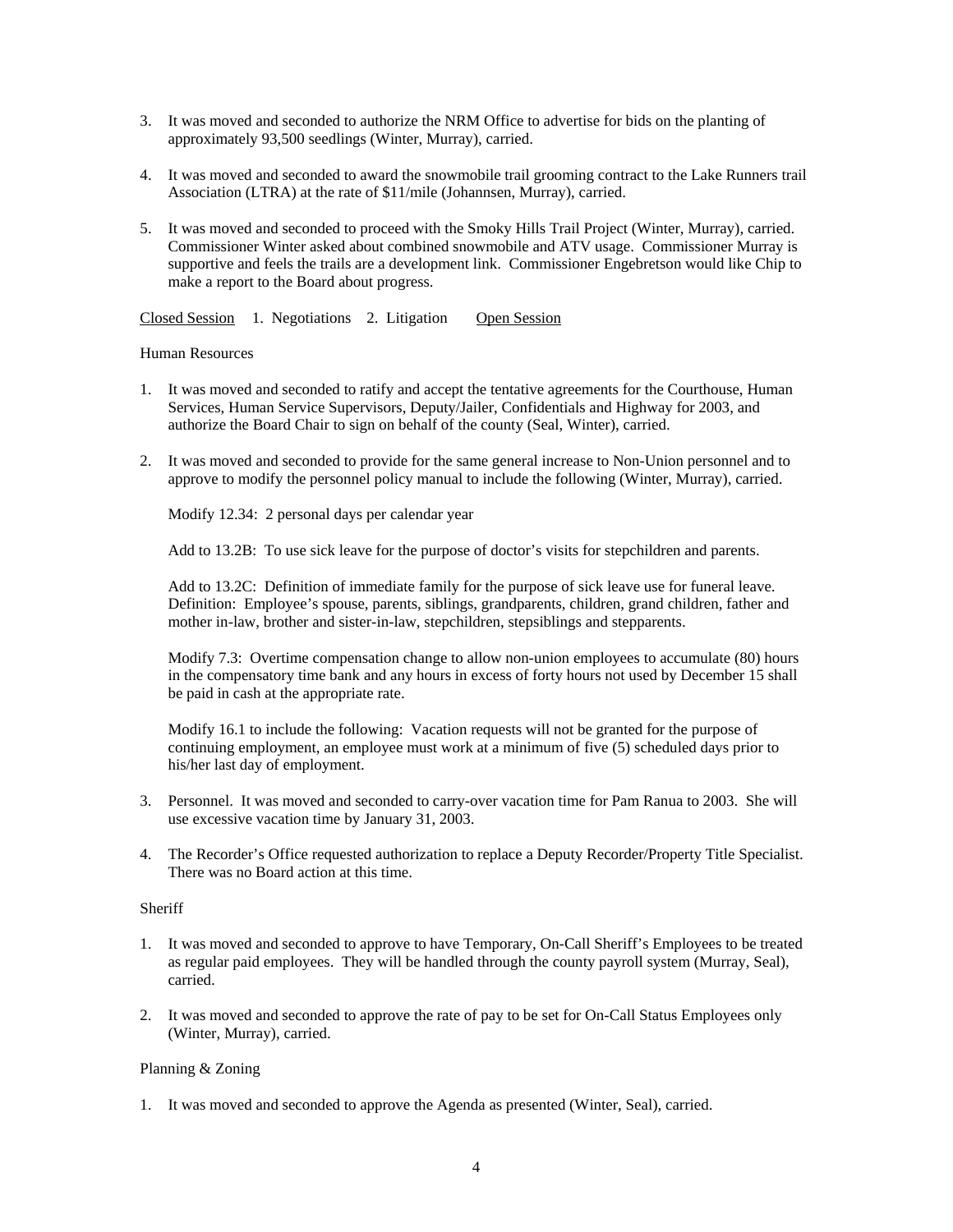3. It was moved and seconded to authorize the NRM Office to advertise for bids on the planting of approximately 93,500 seedlings (Winter, Murray), carried.

4. It was moved and seconded to award the snowmobile trail grooming contract to the Lake Runners trail Association (LTRA) at the rate of $11/mile (Johannsen, Murray), carried.

5. It was moved and seconded to proceed with the Smoky Hills Trail Project (Winter, Murray), carried. Commissioner Winter asked about combined snowmobile and ATV usage. Commissioner Murray is supportive and feels the trails are a development link. Commissioner Engebretson would like Chip to make a report to the Board about progress.

<u>Closed Session</u> 1. Negotiations 2. Litigation <u>Open Session</u>

Human Resources

1. It was moved and seconded to ratify and accept the tentative agreements for the Courthouse, Human Services, Human Service Supervisors, Deputy/Jailer, Confidentials and Highway for 2003, and authorize the Board Chair to sign on behalf of the county (Seal, Winter), carried.

2. It was moved and seconded to provide for the same general increase to Non-Union personnel and to approve to modify the personnel policy manual to include the following (Winter, Murray), carried.

   Modify 12.34: 2 personal days per calendar year

   Add to 13.2B: To use sick leave for the purpose of doctor's visits for stepchildren and parents.

   Add to 13.2C: Definition of immediate family for the purpose of sick leave use for funeral leave. Definition: Employee's spouse, parents, siblings, grandparents, children, grand children, father and mother in-law, brother and sister-in-law, stepchildren, stepsiblings and stepparents.

   Modify 7.3: Overtime compensation change to allow non-union employees to accumulate (80) hours in the compensatory time bank and any hours in excess of forty hours not used by December 15 shall be paid in cash at the appropriate rate.

   Modify 16.1 to include the following: Vacation requests will not be granted for the purpose of continuing employment, an employee must work at a minimum of five (5) scheduled days prior to his/her last day of employment.

3. Personnel. It was moved and seconded to carry-over vacation time for Pam Ranua to 2003. She will use excessive vacation time by January 31, 2003.

4. The Recorder's Office requested authorization to replace a Deputy Recorder/Property Title Specialist. There was no Board action at this time.

Sheriff

1. It was moved and seconded to approve to have Temporary, On-Call Sheriff's Employees to be treated as regular paid employees. They will be handled through the county payroll system (Murray, Seal), carried.

2. It was moved and seconded to approve the rate of pay to be set for On-Call Status Employees only (Winter, Murray), carried.

Planning & Zoning

1. It was moved and seconded to approve the Agenda as presented (Winter, Seal), carried.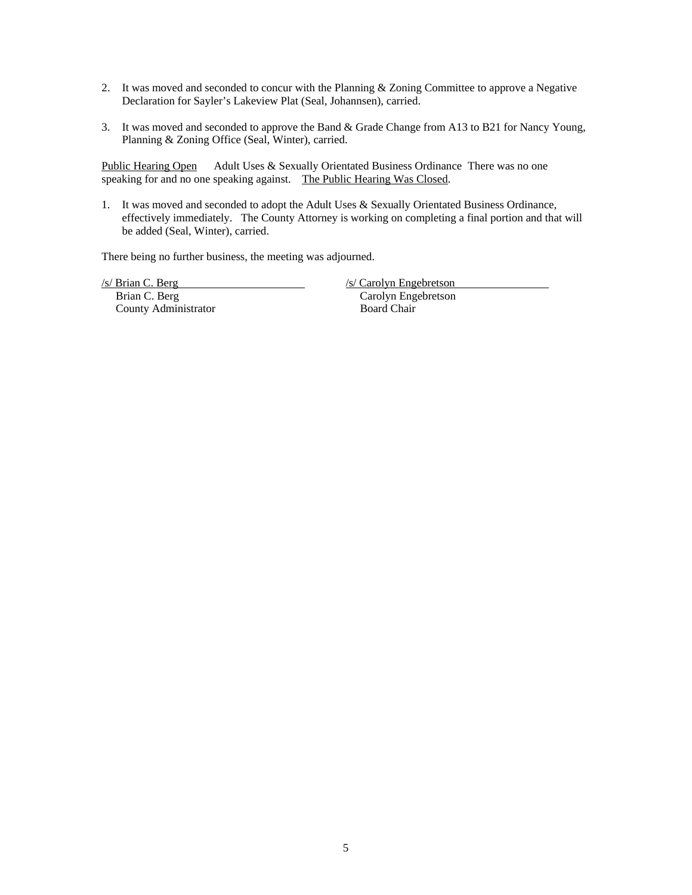2. It was moved and seconded to concur with the Planning & Zoning Committee to approve a Negative Declaration for Sayler's Lakeview Plat (Seal, Johannsen), carried.

3. It was moved and seconded to approve the Band & Grade Change from A13 to B21 for Nancy Young, Planning & Zoning Office (Seal, Winter), carried.

<u>Public Hearing Open</u> Adult Uses & Sexually Orientated Business Ordinance There was no one speaking for and no one speaking against. <u>The Public Hearing Was Closed</u>.

1. It was moved and seconded to adopt the Adult Uses & Sexually Orientated Business Ordinance, effectively immediately. The County Attorney is working on completing a final portion and that will be added (Seal, Winter), carried.

There being no further business, the meeting was adjourned.

/s/ Brian C. Berg
Brian C. Berg
County Administrator

/s/ Carolyn Engebretson
Carolyn Engebretson
Board Chair